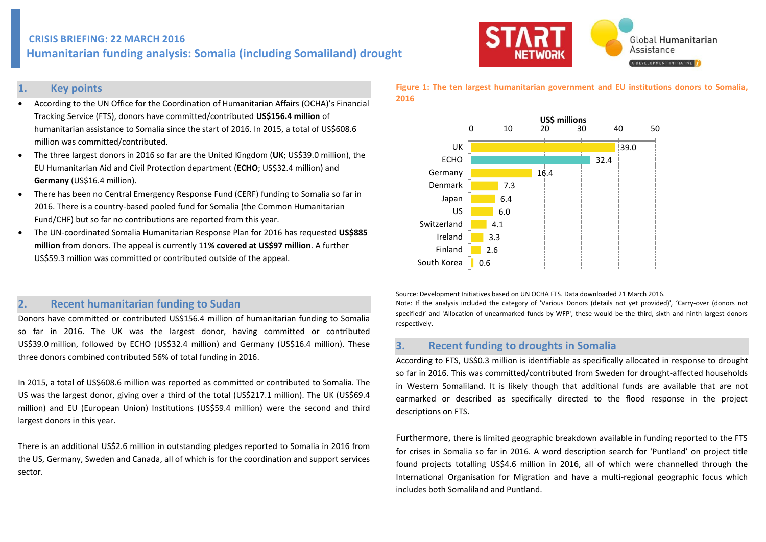**CRISIS BRIEFING: 22 MARCH 2016**

# Humanitarian funding analysis: Somalia (including Somaliland) drought

## 1. Key points

- According to the UN Office for the Coordination of Humanitarian Affairs (OCHA)'s Financial Tracking Service (FTS), donors have committed/contributed **US$156.4 million** of humanitarian assistance to Somalia since the start of 2016. In 2015, a total of US$608.6 million was committed/contributed.
- The three largest donors in 2016 so far are the United Kingdom (**UK**; US$39.0 million), the EU Humanitarian Aid and Civil Protection department (**ECHO**; US$32.4 million) and **Germany** (US$16.4 million).
- There has been no Central Emergency Response Fund (CERF) funding to Somalia so far in 2016. There is a country-based pooled fund for Somalia (the Common Humanitarian Fund/CHF) but so far no contributions are reported from this year.
- The UN-coordinated Somalia Humanitarian Response Plan for 2016 has requested **US$885 million** from donors. The appeal is currently 11**% covered at US$97 million**. A further US$59.3 million was committed or contributed outside of the appeal.

## 2. Recent humanitarian funding to Sudan

Donors have committed or contributed US$156.4 million of humanitarian funding to Somalia so far in 2016. The UK was the largest donor, having committed or contributed US$39.0 million, followed by ECHO (US$32.4 million) and Germany (US$16.4 million). These three donors combined contributed 56% of total funding in 2016.

In 2015, a total of US$608.6 million was reported as committed or contributed to Somalia. The US was the largest donor, giving over a third of the total (US$217.1 million). The UK (US$69.4 million) and EU (European Union) Institutions (US$59.4 million) were the second and third largest donors in this year.

There is an additional US$2.6 million in outstanding pledges reported to Somalia in 2016 from the US, Germany, Sweden and Canada, all of which is for the coordination and support services sector.

**Figure 1: The ten largest humanitarian government and EU institutions donors to Somalia, 2016**

| Donor | US$ millions |
|---|---|
| UK | 39.0 |
| ECHO | 32.4 |
| Germany | 16.4 |
| Denmark | 7.3 |
| Japan | 6.4 |
| US | 6.0 |
| Switzerland | 4.1 |
| Ireland | 3.3 |
| Finland | 2.6 |
| South Korea | 0.6 |

Source: Development Initiatives based on UN OCHA FTS. Data downloaded 21 March 2016.
Note: If the analysis included the category of 'Various Donors (details not yet provided)', 'Carry-over (donors not specified)' and 'Allocation of unearmarked funds by WFP', these would be the third, sixth and ninth largest donors respectively.

## 3. Recent funding to droughts in Somalia

According to FTS, US$0.3 million is identifiable as specifically allocated in response to drought so far in 2016. This was committed/contributed from Sweden for drought-affected households in Western Somaliland. It is likely though that additional funds are available that are not earmarked or described as specifically directed to the flood response in the project descriptions on FTS.

Furthermore, there is limited geographic breakdown available in funding reported to the FTS for crises in Somalia so far in 2016. A word description search for 'Puntland' on project title found projects totalling US$4.6 million in 2016, all of which were channelled through the International Organisation for Migration and have a multi-regional geographic focus which includes both Somaliland and Puntland.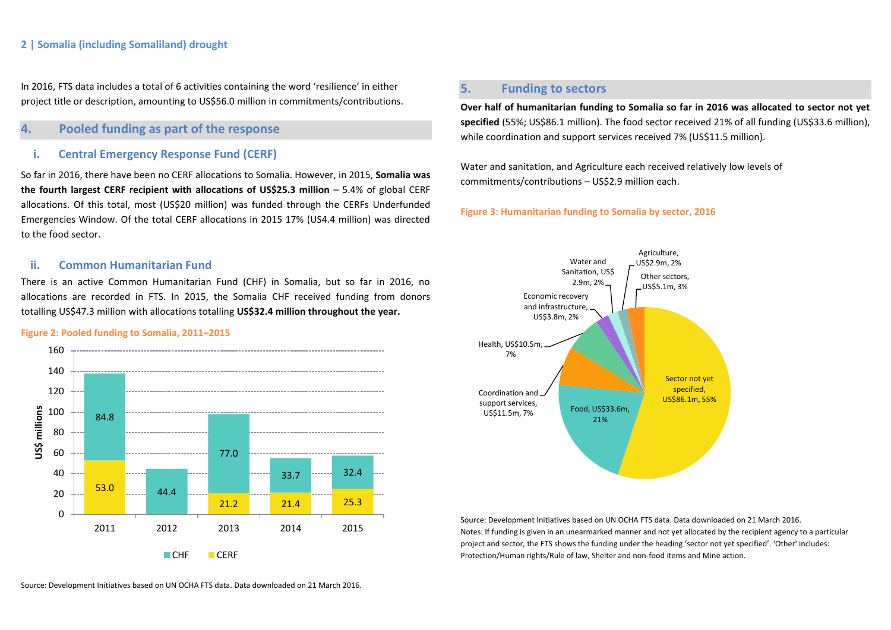In 2016, FTS data includes a total of 6 activities containing the word 'resilience' in either project title or description, amounting to US$56.0 million in commitments/contributions.

## 4. Pooled funding as part of the response

### i. Central Emergency Response Fund (CERF)

So far in 2016, there have been no CERF allocations to Somalia. However, in 2015, **Somalia was the fourth largest CERF recipient with allocations of US$25.3 million** – 5.4% of global CERF allocations. Of this total, most (US$20 million) was funded through the CERFs Underfunded Emergencies Window. Of the total CERF allocations in 2015 17% (US4.4 million) was directed to the food sector.

### ii. Common Humanitarian Fund

There is an active Common Humanitarian Fund (CHF) in Somalia, but so far in 2016, no allocations are recorded in FTS. In 2015, the Somalia CHF received funding from donors totalling US$47.3 million with allocations totalling **US$32.4 million throughout the year.**

**Figure 2: Pooled funding to Somalia, 2011–2015**

| Year | CHF (US$ millions) | CERF (US$ millions) |
|---|---|---|
| 2011 | 84.8 | 53.0 |
| 2012 | 44.4 | |
| 2013 | 77.0 | 21.2 |
| 2014 | 33.7 | 21.4 |
| 2015 | 32.4 | 25.3 |

Source: Development Initiatives based on UN OCHA FTS data. Data downloaded on 21 March 2016.

## 5. Funding to sectors

**Over half of humanitarian funding to Somalia so far in 2016 was allocated to sector not yet specified** (55%; US$86.1 million). The food sector received 21% of all funding (US$33.6 million), while coordination and support services received 7% (US$11.5 million).

Water and sanitation, and Agriculture each received relatively low levels of commitments/contributions – US$2.9 million each.

**Figure 3: Humanitarian funding to Somalia by sector, 2016**

| Sector | US$ | Share |
|---|---|---|
| Sector not yet specified | US$86.1m | 55% |
| Food | US$33.6m | 21% |
| Coordination and support services | US$11.5m | 7% |
| Health | US$10.5m | 7% |
| Economic recovery and infrastructure | US$3.8m | 2% |
| Water and Sanitation | US$2.9m | 2% |
| Agriculture | US$2.9m | 2% |
| Other sectors | US$5.1m | 3% |

Source: Development Initiatives based on UN OCHA FTS data. Data downloaded on 21 March 2016.
Notes: If funding is given in an unearmarked manner and not yet allocated by the recipient agency to a particular project and sector, the FTS shows the funding under the heading 'sector not yet specified'. 'Other' includes: Protection/Human rights/Rule of law, Shelter and non-food items and Mine action.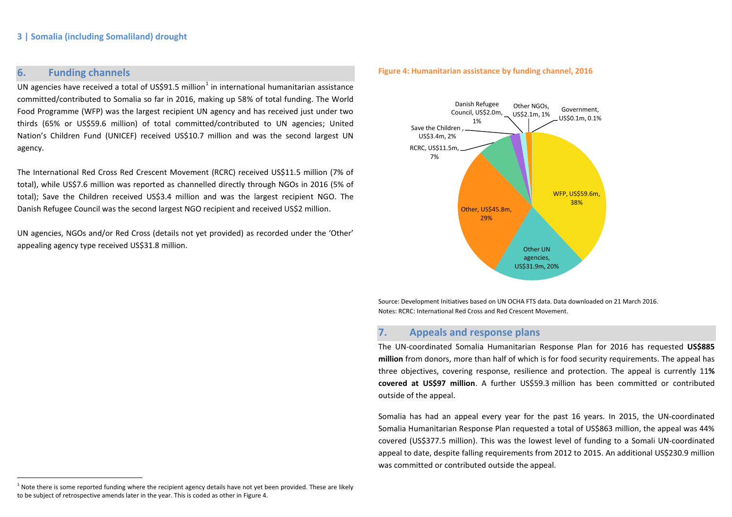## 6. Funding channels

UN agencies have received a total of US$91.5 million[1] in international humanitarian assistance committed/contributed to Somalia so far in 2016, making up 58% of total funding. The World Food Programme (WFP) was the largest recipient UN agency and has received just under two thirds (65% or US$59.6 million) of total committed/contributed to UN agencies; United Nation's Children Fund (UNICEF) received US$10.7 million and was the second largest UN agency.

The International Red Cross Red Crescent Movement (RCRC) received US$11.5 million (7% of total), while US$7.6 million was reported as channelled directly through NGOs in 2016 (5% of total); Save the Children received US$3.4 million and was the largest recipient NGO. The Danish Refugee Council was the second largest NGO recipient and received US$2 million.

UN agencies, NGOs and/or Red Cross (details not yet provided) as recorded under the 'Other' appealing agency type received US$31.8 million.

**Figure 4: Humanitarian assistance by funding channel, 2016**

| Funding channel | Amount | Share |
|---|---|---|
| WFP | US$59.6m | 38% |
| Other UN agencies | US$31.9m | 20% |
| Other | US$45.8m | 29% |
| RCRC | US$11.5m | 7% |
| Save the Children | US$3.4m | 2% |
| Danish Refugee Council | US$2.0m | 1% |
| Other NGOs | US$2.1m | 1% |
| Government | US$0.1m | 0.1% |

Source: Development Initiatives based on UN OCHA FTS data. Data downloaded on 21 March 2016.
Notes: RCRC: International Red Cross and Red Crescent Movement.

## 7. Appeals and response plans

The UN-coordinated Somalia Humanitarian Response Plan for 2016 has requested **US$885 million** from donors, more than half of which is for food security requirements. The appeal has three objectives, covering response, resilience and protection. The appeal is currently 11**% covered at US$97 million**. A further US$59.3 million has been committed or contributed outside of the appeal.

Somalia has had an appeal every year for the past 16 years. In 2015, the UN-coordinated Somalia Humanitarian Response Plan requested a total of US$863 million, the appeal was 44% covered (US$377.5 million). This was the lowest level of funding to a Somali UN-coordinated appeal to date, despite falling requirements from 2012 to 2015. An additional US$230.9 million was committed or contributed outside the appeal.

[1] Note there is some reported funding where the recipient agency details have not yet been provided. These are likely to be subject of retrospective amends later in the year. This is coded as other in Figure 4.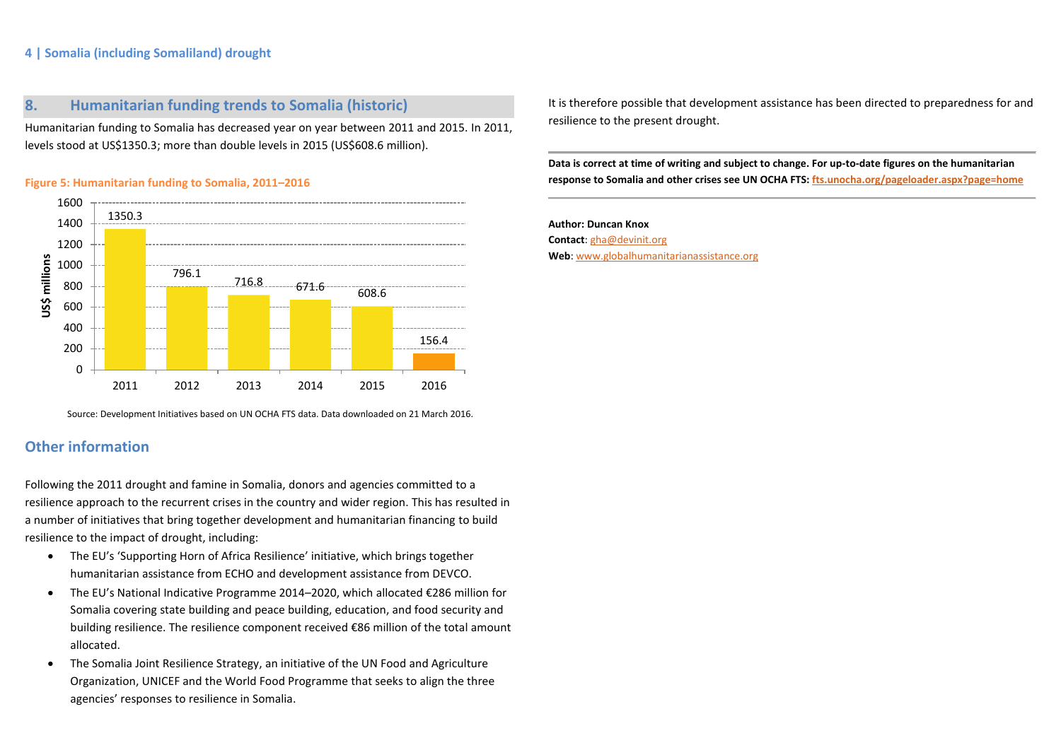## 8. Humanitarian funding trends to Somalia (historic)

Humanitarian funding to Somalia has decreased year on year between 2011 and 2015. In 2011, levels stood at US$1350.3; more than double levels in 2015 (US$608.6 million).

**Figure 5: Humanitarian funding to Somalia, 2011–2016**

US$ millions

1600
1400
1200
1000
800
600
400
200
0

1350.3
796.1
716.8
671.6
608.6
156.4

2011
2012
2013
2014
2015
2016

Source: Development Initiatives based on UN OCHA FTS data. Data downloaded on 21 March 2016.

## Other information

Following the 2011 drought and famine in Somalia, donors and agencies committed to a resilience approach to the recurrent crises in the country and wider region. This has resulted in a number of initiatives that bring together development and humanitarian financing to build resilience to the impact of drought, including:

- The EU's 'Supporting Horn of Africa Resilience' initiative, which brings together humanitarian assistance from ECHO and development assistance from DEVCO.
- The EU's National Indicative Programme 2014–2020, which allocated €286 million for Somalia covering state building and peace building, education, and food security and building resilience. The resilience component received €86 million of the total amount allocated.
- The Somalia Joint Resilience Strategy, an initiative of the UN Food and Agriculture Organization, UNICEF and the World Food Programme that seeks to align the three agencies' responses to resilience in Somalia.

It is therefore possible that development assistance has been directed to preparedness for and resilience to the present drought.

**Data is correct at time of writing and subject to change. For up-to-date figures on the humanitarian response to Somalia and other crises see UN OCHA FTS: fts.unocha.org/pageloader.aspx?page=home**

**Author: Duncan Knox**
**Contact**: gha@devinit.org
**Web**: www.globalhumanitarianassistance.org